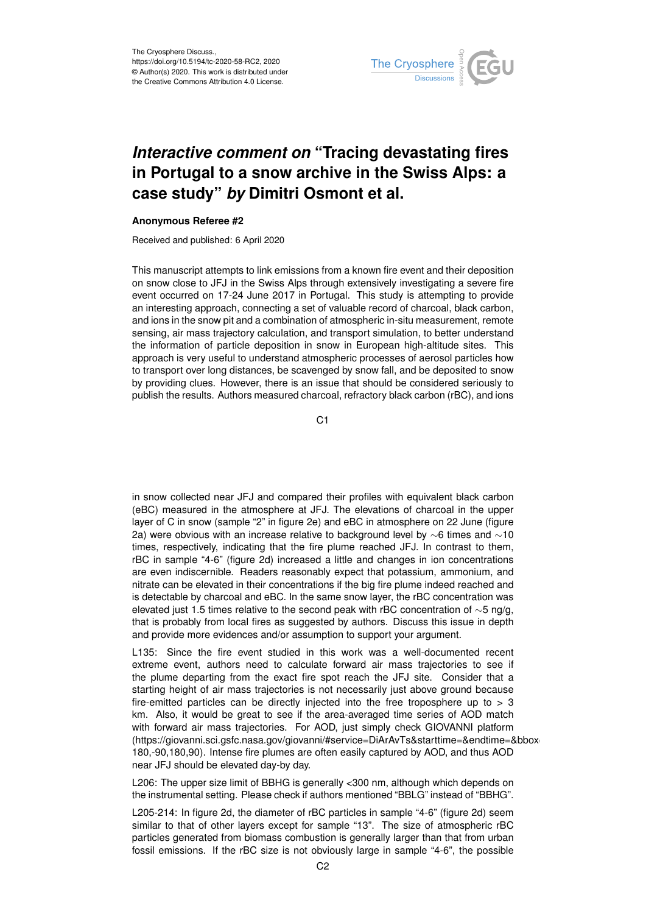The Cryosphere Discuss.,
https://doi.org/10.5194/tc-2020-58-RC2, 2020
© Author(s) 2020. This work is distributed under
the Creative Commons Attribution 4.0 License.

# *Interactive comment on* "Tracing devastating fires in Portugal to a snow archive in the Swiss Alps: a case study" *by* Dimitri Osmont et al.

**Anonymous Referee #2**

Received and published: 6 April 2020

This manuscript attempts to link emissions from a known fire event and their deposition on snow close to JFJ in the Swiss Alps through extensively investigating a severe fire event occurred on 17-24 June 2017 in Portugal. This study is attempting to provide an interesting approach, connecting a set of valuable record of charcoal, black carbon, and ions in the snow pit and a combination of atmospheric in-situ measurement, remote sensing, air mass trajectory calculation, and transport simulation, to better understand the information of particle deposition in snow in European high-altitude sites. This approach is very useful to understand atmospheric processes of aerosol particles how to transport over long distances, be scavenged by snow fall, and be deposited to snow by providing clues. However, there is an issue that should be considered seriously to publish the results. Authors measured charcoal, refractory black carbon (rBC), and ions in snow collected near JFJ and compared their profiles with equivalent black carbon (eBC) measured in the atmosphere at JFJ. The elevations of charcoal in the upper layer of C in snow (sample "2" in figure 2e) and eBC in atmosphere on 22 June (figure 2a) were obvious with an increase relative to background level by $\sim$6 times and $\sim$10 times, respectively, indicating that the fire plume reached JFJ. In contrast to them, rBC in sample "4-6" (figure 2d) increased a little and changes in ion concentrations are even indiscernible. Readers reasonably expect that potassium, ammonium, and nitrate can be elevated in their concentrations if the big fire plume indeed reached and is detectable by charcoal and eBC. In the same snow layer, the rBC concentration was elevated just 1.5 times relative to the second peak with rBC concentration of $\sim$5 ng/g, that is probably from local fires as suggested by authors. Discuss this issue in depth and provide more evidences and/or assumption to support your argument.

L135: Since the fire event studied in this work was a well-documented recent extreme event, authors need to calculate forward air mass trajectories to see if the plume departing from the exact fire spot reach the JFJ site. Consider that a starting height of air mass trajectories is not necessarily just above ground because fire-emitted particles can be directly injected into the free troposphere up to > 3 km. Also, it would be great to see if the area-averaged time series of AOD match with forward air mass trajectories. For AOD, just simply check GIOVANNI platform (https://giovanni.sci.gsfc.nasa.gov/giovanni/#service=DiArAvTs&starttime=&endtime=&bbox=-180,-90,180,90). Intense fire plumes are often easily captured by AOD, and thus AOD near JFJ should be elevated day-by day.

L206: The upper size limit of BBHG is generally <300 nm, although which depends on the instrumental setting. Please check if authors mentioned "BBLG" instead of "BBHG".

L205-214: In figure 2d, the diameter of rBC particles in sample "4-6" (figure 2d) seem similar to that of other layers except for sample "13". The size of atmospheric rBC particles generated from biomass combustion is generally larger than that from urban fossil emissions. If the rBC size is not obviously large in sample "4-6", the possible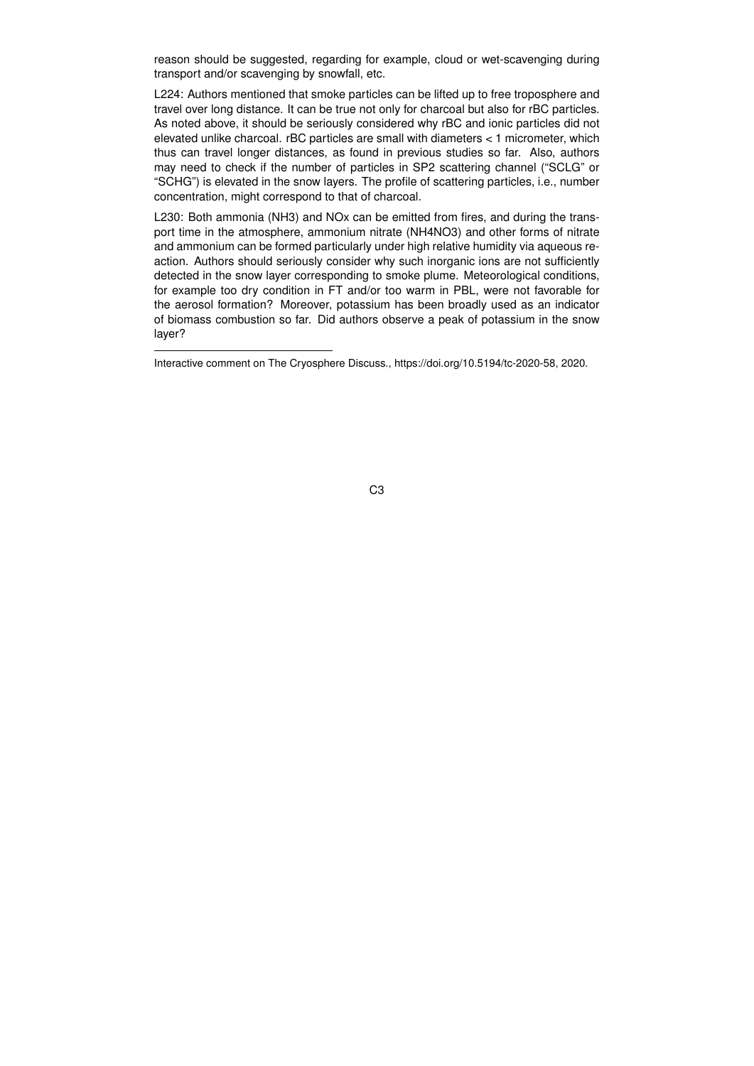reason should be suggested, regarding for example, cloud or wet-scavenging during transport and/or scavenging by snowfall, etc.

L224: Authors mentioned that smoke particles can be lifted up to free troposphere and travel over long distance. It can be true not only for charcoal but also for rBC particles. As noted above, it should be seriously considered why rBC and ionic particles did not elevated unlike charcoal. rBC particles are small with diameters < 1 micrometer, which thus can travel longer distances, as found in previous studies so far. Also, authors may need to check if the number of particles in SP2 scattering channel ("SCLG" or "SCHG") is elevated in the snow layers. The profile of scattering particles, i.e., number concentration, might correspond to that of charcoal.

L230: Both ammonia ($NH_3$) and NOx can be emitted from fires, and during the transport time in the atmosphere, ammonium nitrate ($NH_4NO_3$) and other forms of nitrate and ammonium can be formed particularly under high relative humidity via aqueous reaction. Authors should seriously consider why such inorganic ions are not sufficiently detected in the snow layer corresponding to smoke plume. Meteorological conditions, for example too dry condition in FT and/or too warm in PBL, were not favorable for the aerosol formation? Moreover, potassium has been broadly used as an indicator of biomass combustion so far. Did authors observe a peak of potassium in the snow layer?

---

Interactive comment on The Cryosphere Discuss., https://doi.org/10.5194/tc-2020-58, 2020.